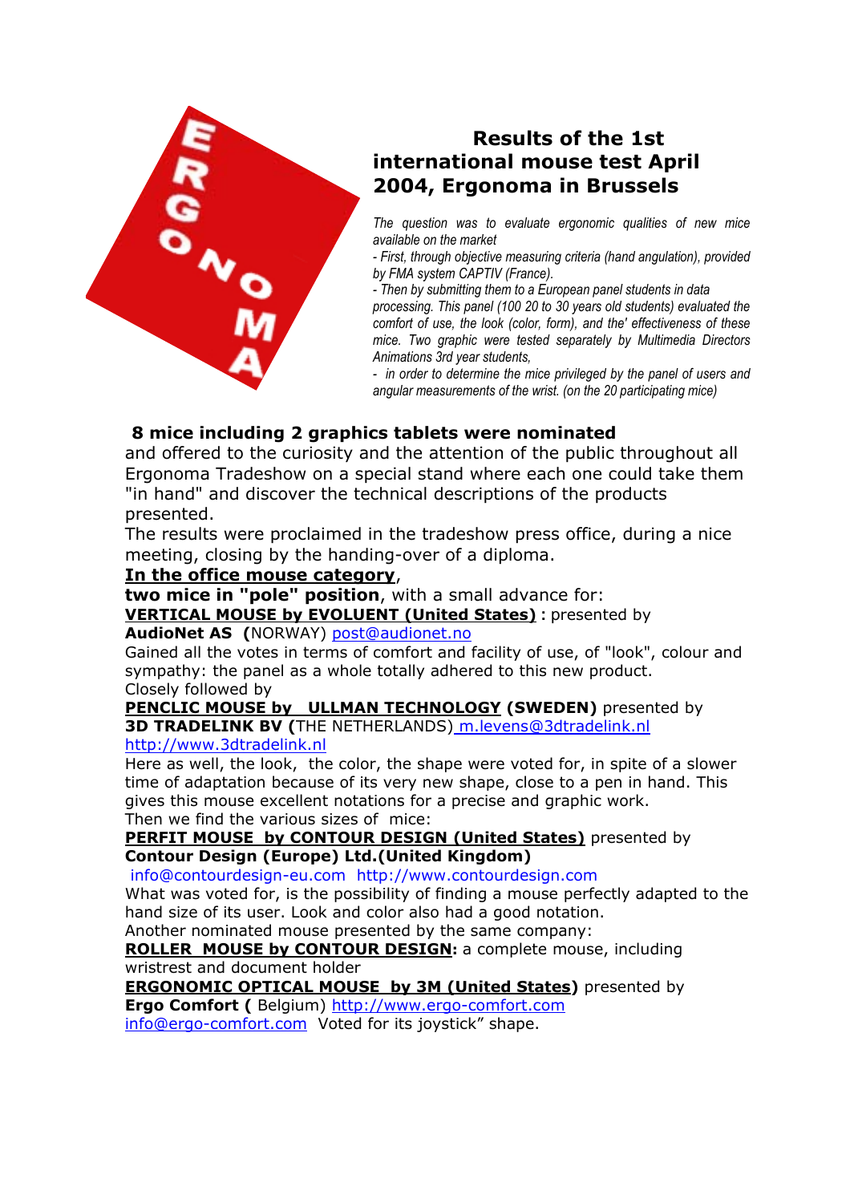ERGONOMA

# Results of the 1st international mouse test April 2004, Ergonoma in Brussels

*The question was to evaluate ergonomic qualities of new mice available on the market*

*- First, through objective measuring criteria (hand angulation), provided by FMA system CAPTIV (France).*

*- Then by submitting them to a European panel students in data processing. This panel (100 20 to 30 years old students) evaluated the comfort of use, the look (color, form), and the' effectiveness of these mice. Two graphic were tested separately by Multimedia Directors Animations 3rd year students,*

*- in order to determine the mice privileged by the panel of users and angular measurements of the wrist. (on the 20 participating mice)*

**8 mice including 2 graphics tablets were nominated** and offered to the curiosity and the attention of the public throughout all Ergonoma Tradeshow on a special stand where each one could take them "in hand" and discover the technical descriptions of the products presented.

The results were proclaimed in the tradeshow press office, during a nice meeting, closing by the handing-over of a diploma.

**In the office mouse category**,

**two mice in "pole" position**, with a small advance for:

**VERTICAL MOUSE by EVOLUENT (United States) :** presented by **AudioNet AS (**NORWAY) post@audionet.no

Gained all the votes in terms of comfort and facility of use, of "look", colour and sympathy: the panel as a whole totally adhered to this new product.

Closely followed by

**PENCLIC MOUSE by ULLMAN TECHNOLOGY (SWEDEN)** presented by **3D TRADELINK BV (**THE NETHERLANDS) m.levens@3dtradelink.nl http://www.3dtradelink.nl

Here as well, the look, the color, the shape were voted for, in spite of a slower time of adaptation because of its very new shape, close to a pen in hand. This gives this mouse excellent notations for a precise and graphic work.

Then we find the various sizes of mice:

**PERFIT MOUSE by CONTOUR DESIGN (United States)** presented by **Contour Design (Europe) Ltd.(United Kingdom)** info@contourdesign-eu.com http://www.contourdesign.com

What was voted for, is the possibility of finding a mouse perfectly adapted to the hand size of its user. Look and color also had a good notation.

Another nominated mouse presented by the same company:

**ROLLER MOUSE by CONTOUR DESIGN:** a complete mouse, including wristrest and document holder

**ERGONOMIC OPTICAL MOUSE by 3M (United States)** presented by **Ergo Comfort (** Belgium) http://www.ergo-comfort.com info@ergo-comfort.com Voted for its joystick" shape.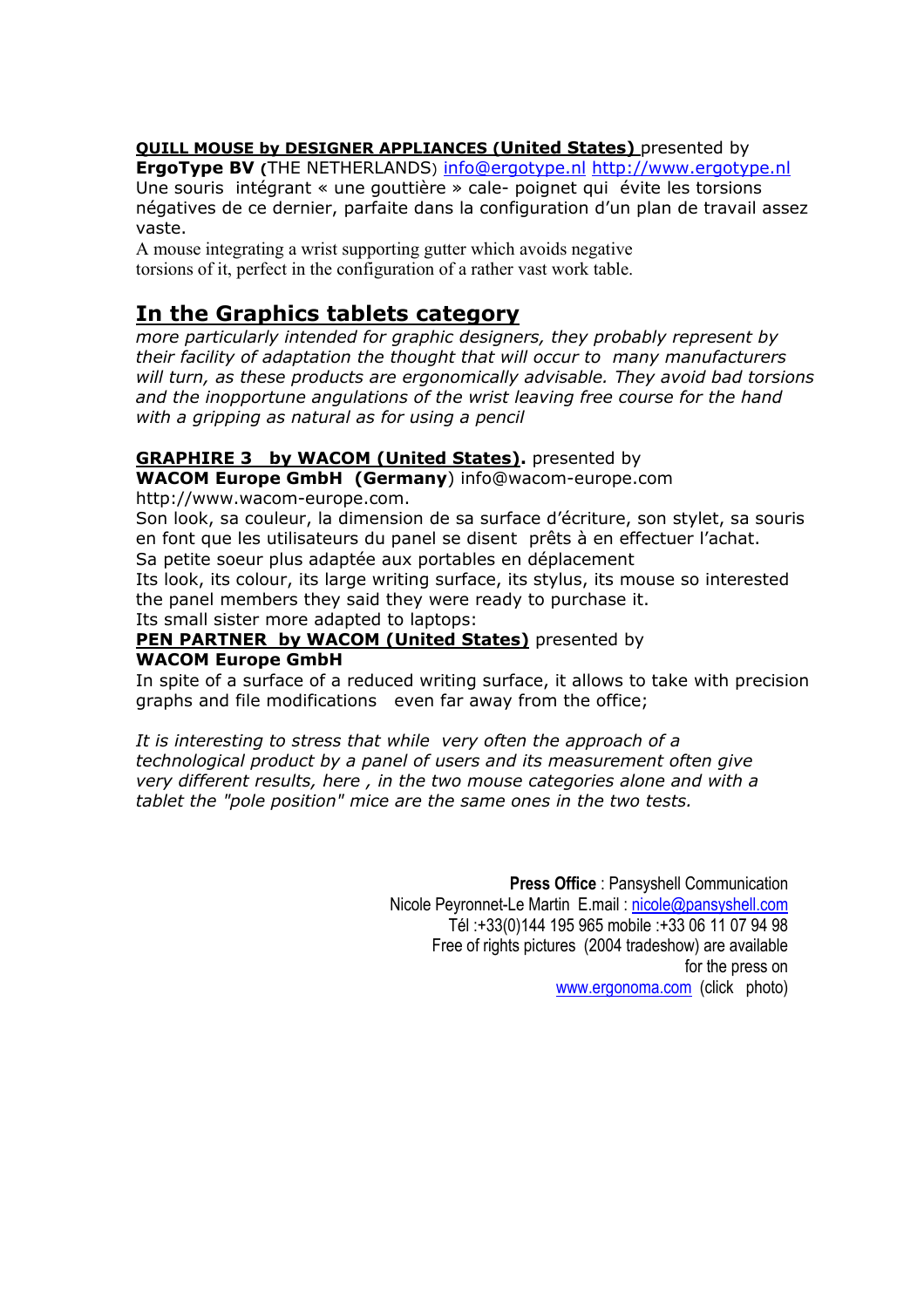**QUILL MOUSE by DESIGNER APPLIANCES (United States)** presented by **ErgoType BV** (THE NETHERLANDS) info@ergotype.nl http://www.ergotype.nl
Une souris intégrant « une gouttière » cale- poignet qui évite les torsions négatives de ce dernier, parfaite dans la configuration d'un plan de travail assez vaste.
A mouse integrating a wrist supporting gutter which avoids negative torsions of it, perfect in the configuration of a rather vast work table.

## In the Graphics tablets category

*more particularly intended for graphic designers, they probably represent by their facility of adaptation the thought that will occur to many manufacturers will turn, as these products are ergonomically advisable. They avoid bad torsions and the inopportune angulations of the wrist leaving free course for the hand with a gripping as natural as for using a pencil*

**GRAPHIRE 3 by WACOM (United States).** presented by
**WACOM Europe GmbH (Germany)** info@wacom-europe.com
http://www.wacom-europe.com.
Son look, sa couleur, la dimension de sa surface d'écriture, son stylet, sa souris en font que les utilisateurs du panel se disent prêts à en effectuer l'achat.
Sa petite soeur plus adaptée aux portables en déplacement
Its look, its colour, its large writing surface, its stylus, its mouse so interested the panel members they said they were ready to purchase it.
Its small sister more adapted to laptops:
**PEN PARTNER by WACOM (United States)** presented by
**WACOM Europe GmbH**
In spite of a surface of a reduced writing surface, it allows to take with precision graphs and file modifications even far away from the office;

*It is interesting to stress that while very often the approach of a technological product by a panel of users and its measurement often give very different results, here , in the two mouse categories alone and with a tablet the "pole position" mice are the same ones in the two tests.*

**Press Office** : Pansyshell Communication
Nicole Peyronnet-Le Martin E.mail : nicole@pansyshell.com
Tél :+33(0)144 195 965 mobile :+33 06 11 07 94 98
Free of rights pictures (2004 tradeshow) are available for the press on www.ergonoma.com (click photo)